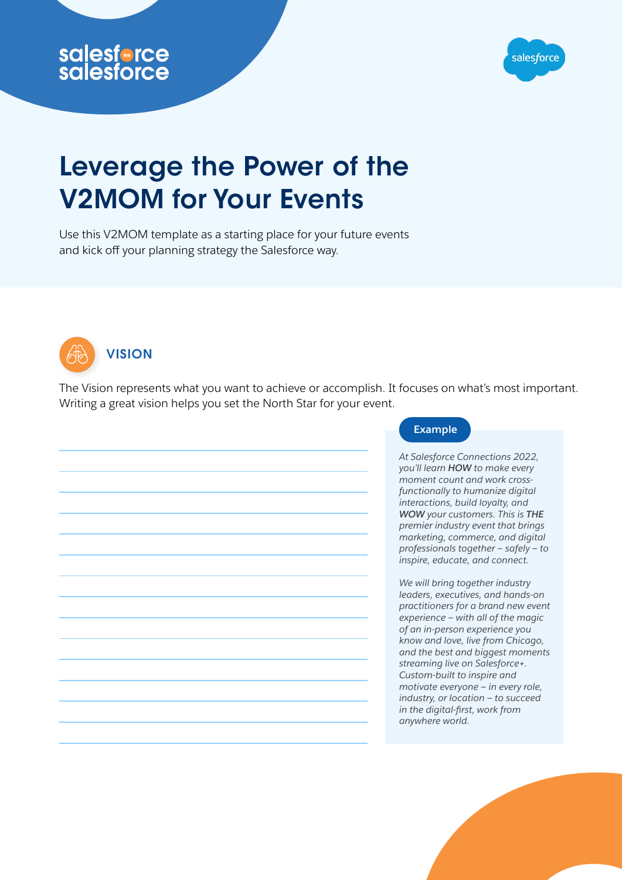salesforce on salesforce

# Leverage the Power of the V2MOM for Your Events

Use this V2MOM template as a starting place for your future events and kick off your planning strategy the Salesforce way.

## VISION

The Vision represents what you want to achieve or accomplish. It focuses on what's most important. Writing a great vision helps you set the North Star for your event.

**Example**

*At Salesforce Connections 2022, you'll learn **HOW** to make every moment count and work cross-functionally to humanize digital interactions, build loyalty, and **WOW** your customers. This is **THE** premier industry event that brings marketing, commerce, and digital professionals together – safely – to inspire, educate, and connect.*

*We will bring together industry leaders, executives, and hands-on practitioners for a brand new event experience – with all of the magic of an in-person experience you know and love, live from Chicago, and the best and biggest moments streaming live on Salesforce+. Custom-built to inspire and motivate everyone – in every role, industry, or location – to succeed in the digital-first, work from anywhere world.*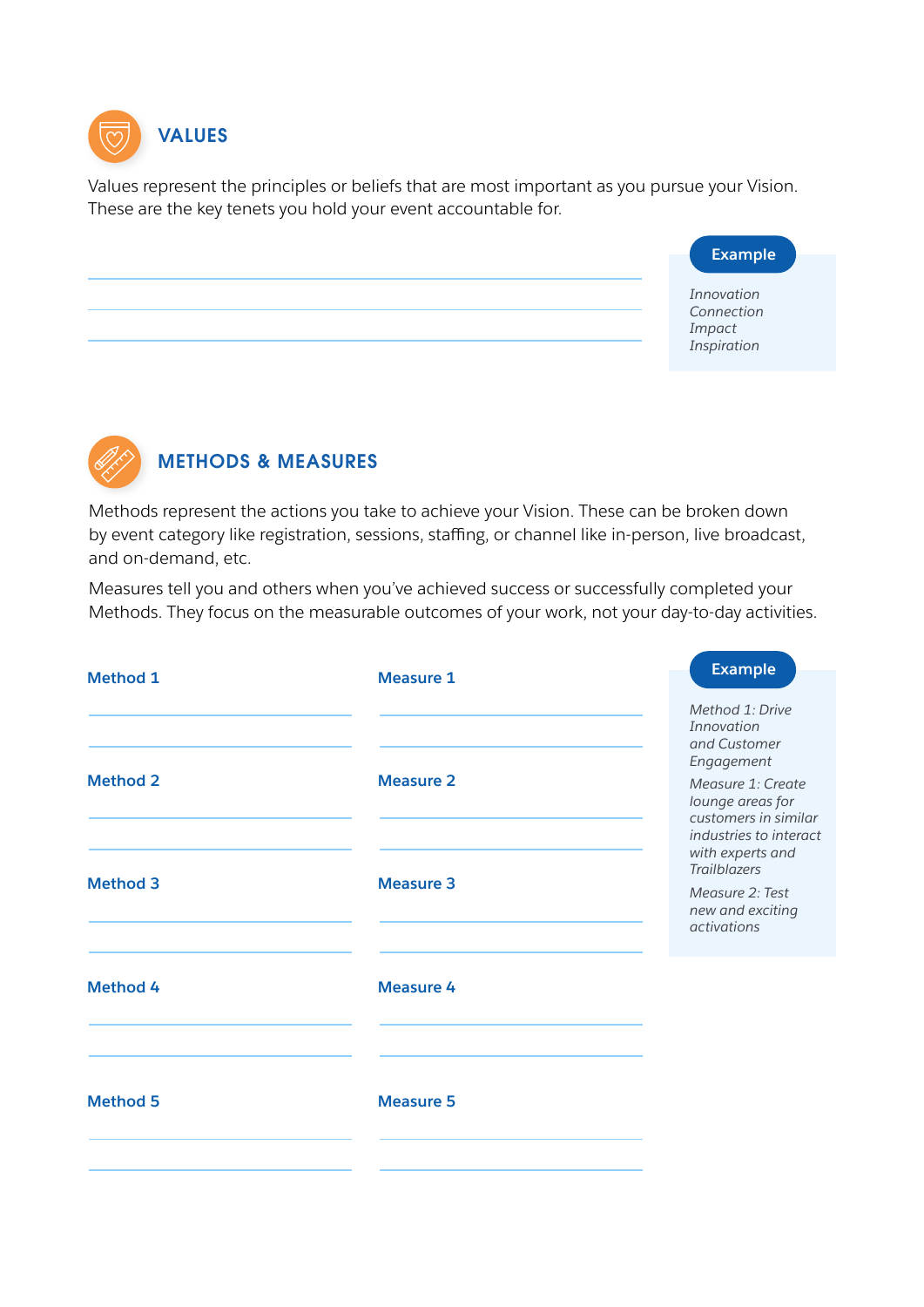## VALUES

Values represent the principles or beliefs that are most important as you pursue your Vision. These are the key tenets you hold your event accountable for.

**Example**

*Innovation*
*Connection*
*Impact*
*Inspiration*

## METHODS & MEASURES

Methods represent the actions you take to achieve your Vision. These can be broken down by event category like registration, sessions, staffing, or channel like in-person, live broadcast, and on-demand, etc.

Measures tell you and others when you've achieved success or successfully completed your Methods. They focus on the measurable outcomes of your work, not your day-to-day activities.

| Method | Measure |
|---|---|
| Method 1 | Measure 1 |
| Method 2 | Measure 2 |
| Method 3 | Measure 3 |
| Method 4 | Measure 4 |
| Method 5 | Measure 5 |

**Example**

*Method 1: Drive Innovation and Customer Engagement*

*Measure 1: Create lounge areas for customers in similar industries to interact with experts and Trailblazers*

*Measure 2: Test new and exciting activations*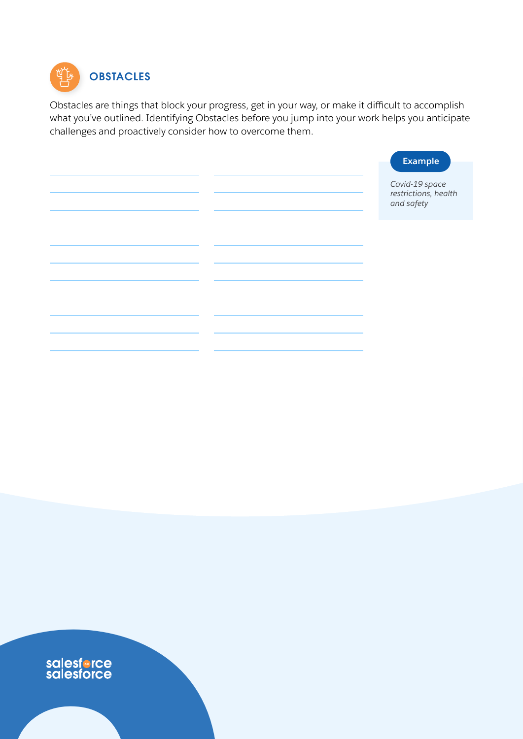## OBSTACLES

Obstacles are things that block your progress, get in your way, or make it difficult to accomplish what you've outlined. Identifying Obstacles before you jump into your work helps you anticipate challenges and proactively consider how to overcome them.

**Example**

*Covid-19 space restrictions, health and safety*

salesforce on salesforce